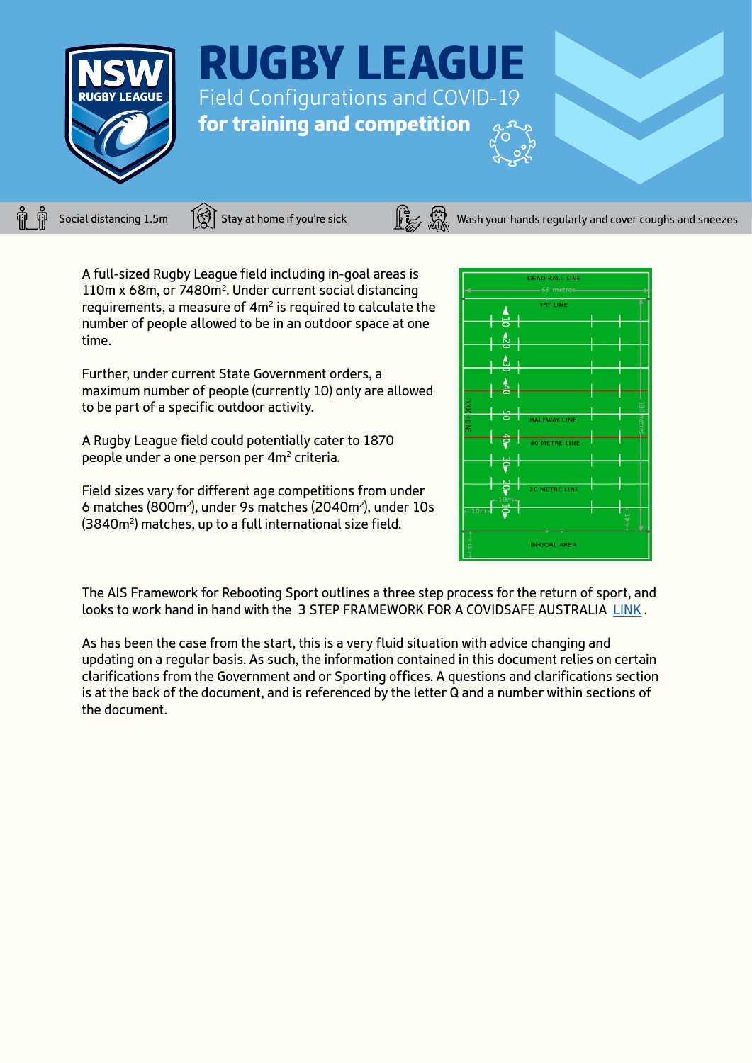# RUGBY LEAGUE

## Field Configurations and COVID-19

### for training and competition

Social distancing 1.5m | Stay at home if you're sick | Wash your hands regularly and cover coughs and sneezes

A full-sized Rugby League field including in-goal areas is 110m x 68m, or 7480m². Under current social distancing requirements, a measure of 4m² is required to calculate the number of people allowed to be in an outdoor space at one time.

Further, under current State Government orders, a maximum number of people (currently 10) only are allowed to be part of a specific outdoor activity.

A Rugby League field could potentially cater to 1870 people under a one person per 4m² criteria.

Field sizes vary for different age competitions from under 6 matches (800m²), under 9s matches (2040m²), under 10s (3840m²) matches, up to a full international size field.

The AIS Framework for Rebooting Sport outlines a three step process for the return of sport, and looks to work hand in hand with the 3 STEP FRAMEWORK FOR A COVIDSAFE AUSTRALIA LINK.

As has been the case from the start, this is a very fluid situation with advice changing and updating on a regular basis. As such, the information contained in this document relies on certain clarifications from the Government and or Sporting offices. A questions and clarifications section is at the back of the document, and is referenced by the letter Q and a number within sections of the document.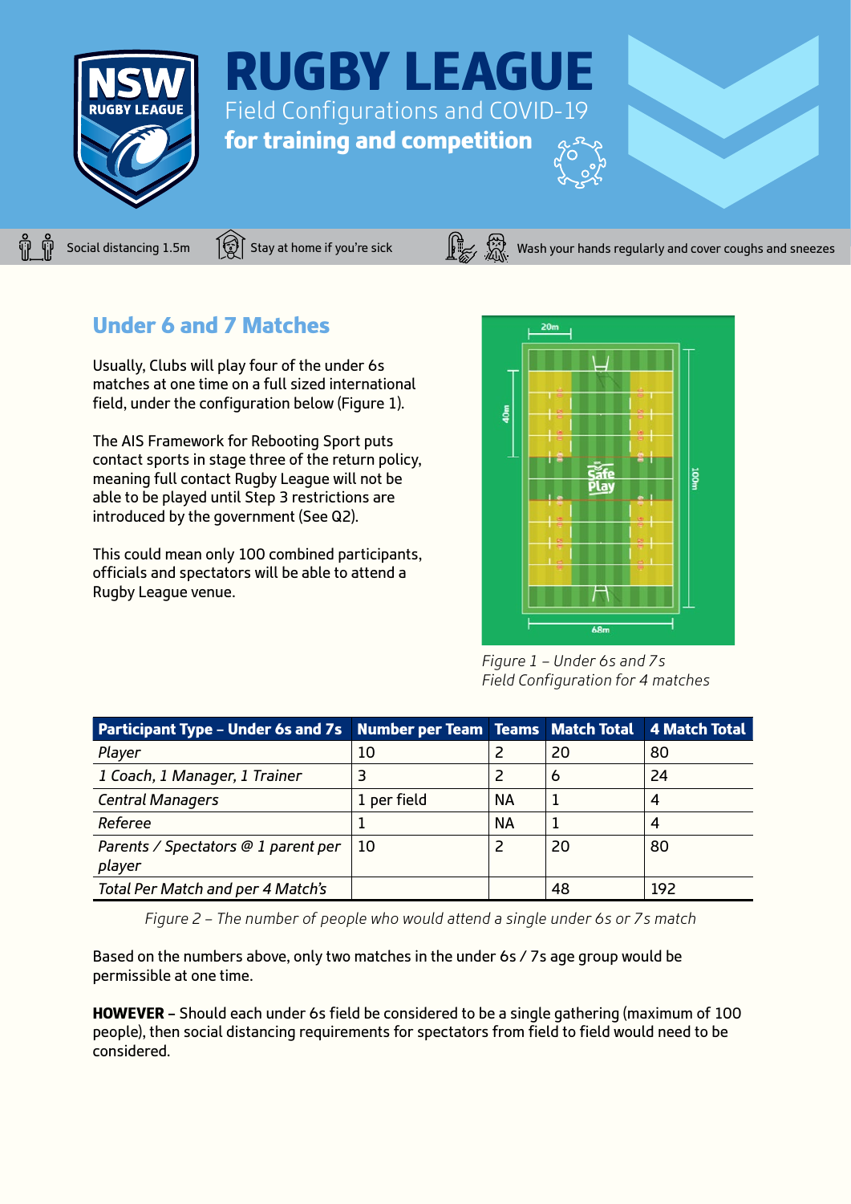# RUGBY LEAGUE

Field Configurations and COVID-19

**for training and competition**

Social distancing 1.5m | Stay at home if you're sick | Wash your hands regularly and cover coughs and sneezes

## Under 6 and 7 Matches

Usually, Clubs will play four of the under 6s matches at one time on a full sized international field, under the configuration below (Figure 1).

The AIS Framework for Rebooting Sport puts contact sports in stage three of the return policy, meaning full contact Rugby League will not be able to be played until Step 3 restrictions are introduced by the government (See Q2).

This could mean only 100 combined participants, officials and spectators will be able to attend a Rugby League venue.

*Figure 1 – Under 6s and 7s Field Configuration for 4 matches*

| Participant Type – Under 6s and 7s | Number per Team | Teams | Match Total | 4 Match Total |
|---|---|---|---|---|
| *Player* | 10 | 2 | 20 | 80 |
| *1 Coach, 1 Manager, 1 Trainer* | 3 | 2 | 6 | 24 |
| *Central Managers* | 1 per field | NA | 1 | 4 |
| *Referee* | 1 | NA | 1 | 4 |
| *Parents / Spectators @ 1 parent per player* | 10 | 2 | 20 | 80 |
| *Total Per Match and per 4 Match's* | | | 48 | 192 |

*Figure 2 – The number of people who would attend a single under 6s or 7s match*

Based on the numbers above, only two matches in the under 6s / 7s age group would be permissible at one time.

**HOWEVER** – Should each under 6s field be considered to be a single gathering (maximum of 100 people), then social distancing requirements for spectators from field to field would need to be considered.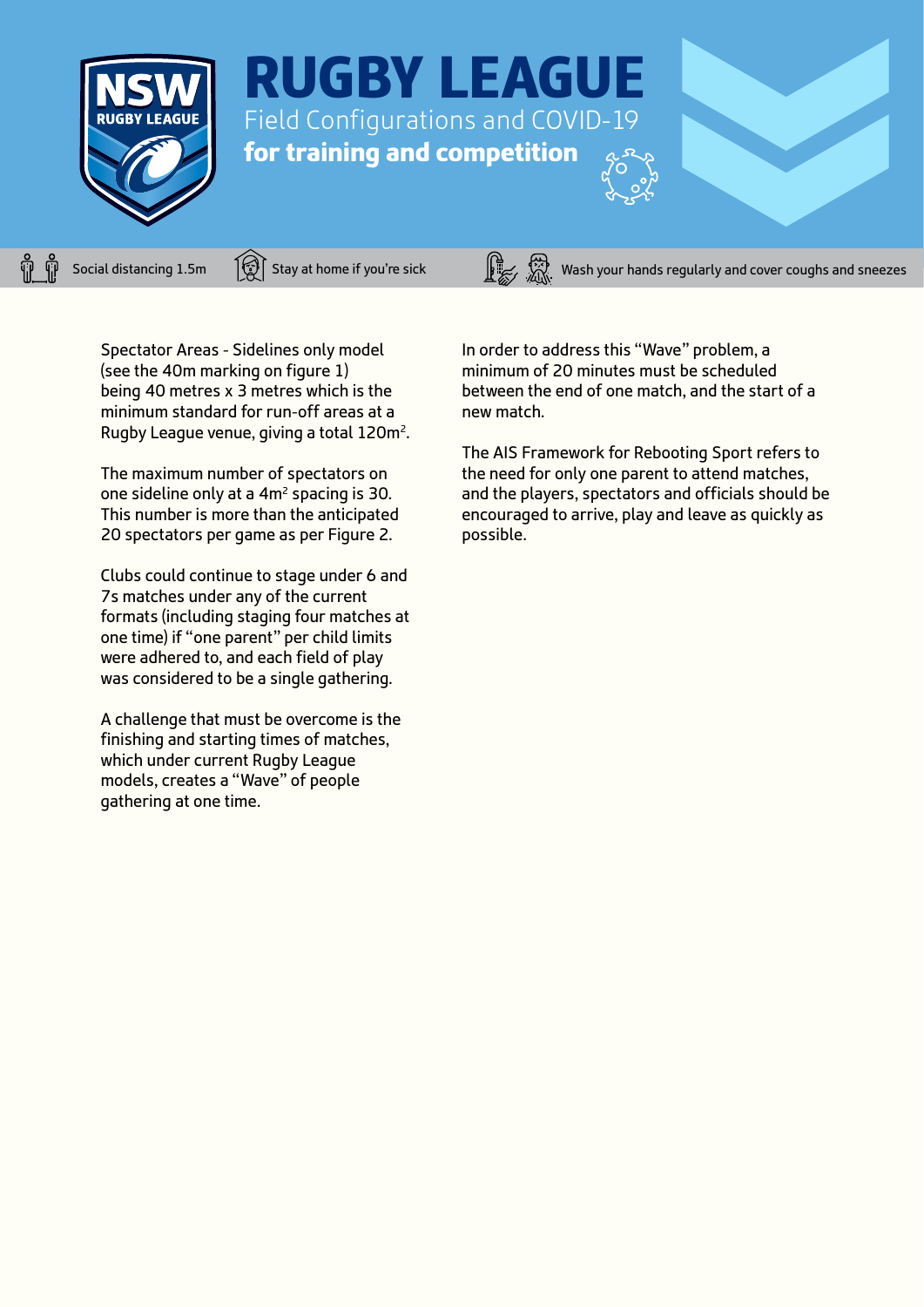# RUGBY LEAGUE

Field Configurations and COVID-19

**for training and competition**

Social distancing 1.5m | Stay at home if you're sick | Wash your hands regularly and cover coughs and sneezes

Spectator Areas - Sidelines only model (see the 40m marking on figure 1) being 40 metres x 3 metres which is the minimum standard for run-off areas at a Rugby League venue, giving a total 120m$^2$.

The maximum number of spectators on one sideline only at a 4m$^2$ spacing is 30. This number is more than the anticipated 20 spectators per game as per Figure 2.

Clubs could continue to stage under 6 and 7s matches under any of the current formats (including staging four matches at one time) if "one parent" per child limits were adhered to, and each field of play was considered to be a single gathering.

A challenge that must be overcome is the finishing and starting times of matches, which under current Rugby League models, creates a "Wave" of people gathering at one time.

In order to address this "Wave" problem, a minimum of 20 minutes must be scheduled between the end of one match, and the start of a new match.

The AIS Framework for Rebooting Sport refers to the need for only one parent to attend matches, and the players, spectators and officials should be encouraged to arrive, play and leave as quickly as possible.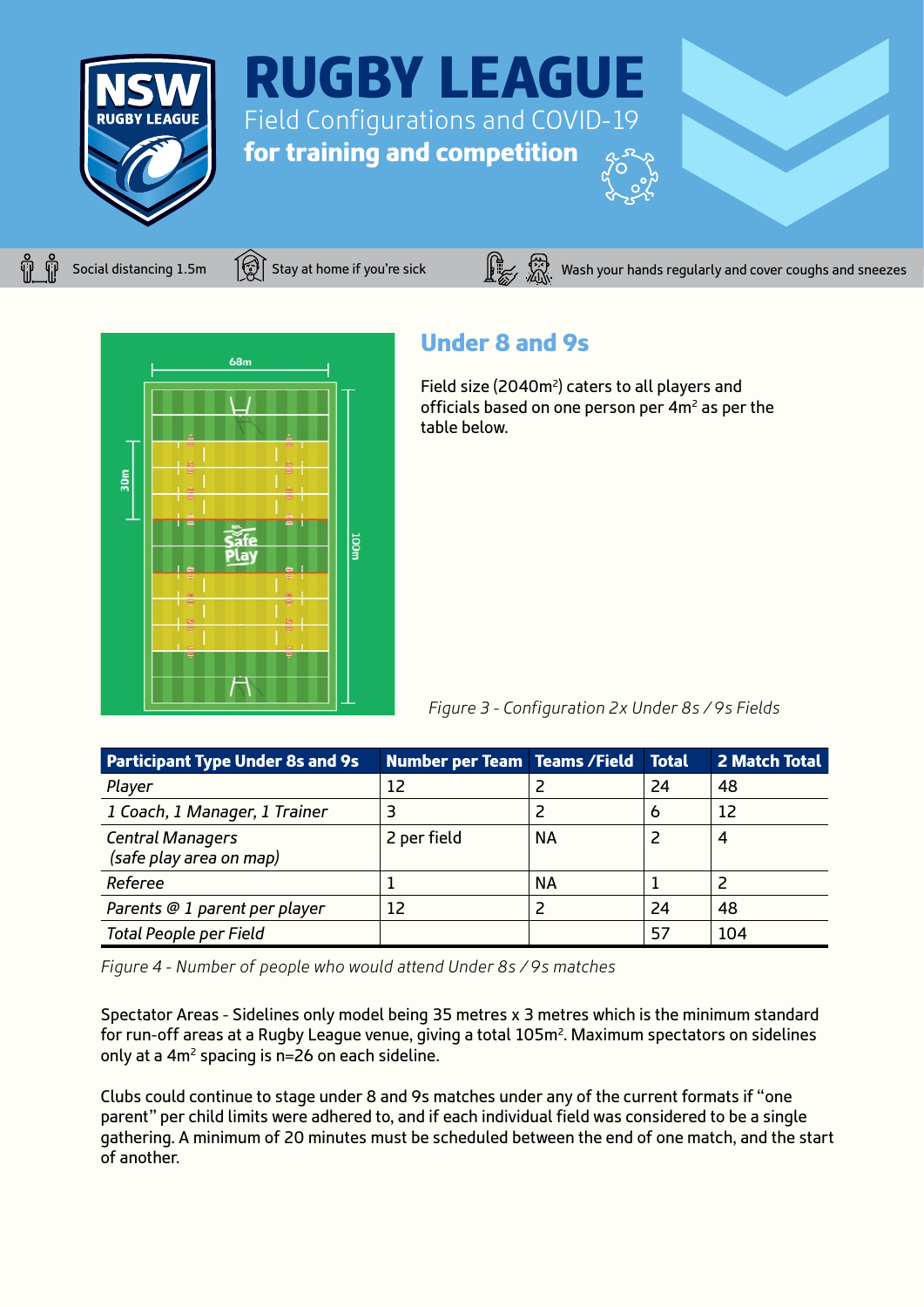# RUGBY LEAGUE

Field Configurations and COVID-19

**for training and competition**

Social distancing 1.5m | Stay at home if you're sick | Wash your hands regularly and cover coughs and sneezes

## Under 8 and 9s

Field size (2040m²) caters to all players and officials based on one person per 4m² as per the table below.

*Figure 3 - Configuration 2x Under 8s / 9s Fields*

| Participant Type Under 8s and 9s | Number per Team | Teams /Field | Total | 2 Match Total |
|---|---|---|---|---|
| *Player* | 12 | 2 | 24 | 48 |
| *1 Coach, 1 Manager, 1 Trainer* | 3 | 2 | 6 | 12 |
| *Central Managers (safe play area on map)* | 2 per field | NA | 2 | 4 |
| *Referee* | 1 | NA | 1 | 2 |
| *Parents @ 1 parent per player* | 12 | 2 | 24 | 48 |
| *Total People per Field* | | | 57 | 104 |

*Figure 4 - Number of people who would attend Under 8s / 9s matches*

Spectator Areas - Sidelines only model being 35 metres x 3 metres which is the minimum standard for run-off areas at a Rugby League venue, giving a total 105m². Maximum spectators on sidelines only at a 4m² spacing is n=26 on each sideline.

Clubs could continue to stage under 8 and 9s matches under any of the current formats if "one parent" per child limits were adhered to, and if each individual field was considered to be a single gathering. A minimum of 20 minutes must be scheduled between the end of one match, and the start of another.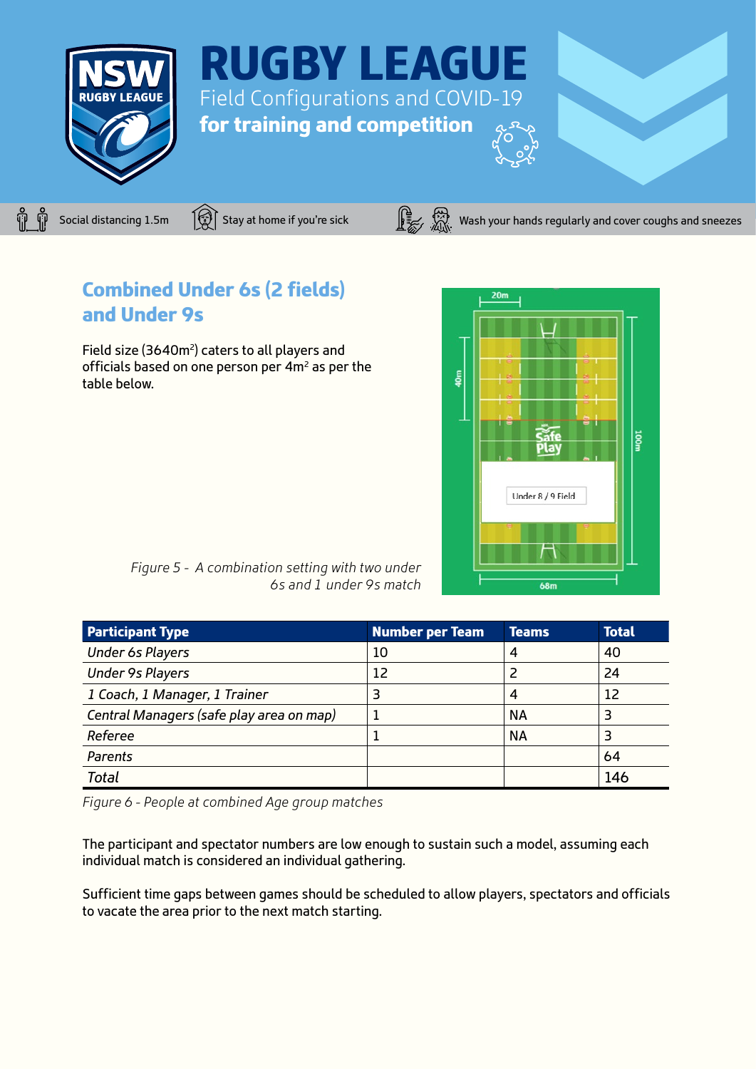# RUGBY LEAGUE

Field Configurations and COVID-19

**for training and competition**

Social distancing 1.5m | Stay at home if you're sick | Wash your hands regularly and cover coughs and sneezes

## Combined Under 6s (2 fields) and Under 9s

Field size (3640m$^2$) caters to all players and officials based on one person per 4m$^2$ as per the table below.

*Figure 5 - A combination setting with two under 6s and 1 under 9s match*

| Participant Type | Number per Team | Teams | Total |
|---|---|---|---|
| *Under 6s Players* | 10 | 4 | 40 |
| *Under 9s Players* | 12 | 2 | 24 |
| *1 Coach, 1 Manager, 1 Trainer* | 3 | 4 | 12 |
| *Central Managers (safe play area on map)* | 1 | NA | 3 |
| *Referee* | 1 | NA | 3 |
| *Parents* | | | 64 |
| *Total* | | | 146 |

*Figure 6 - People at combined Age group matches*

The participant and spectator numbers are low enough to sustain such a model, assuming each individual match is considered an individual gathering.

Sufficient time gaps between games should be scheduled to allow players, spectators and officials to vacate the area prior to the next match starting.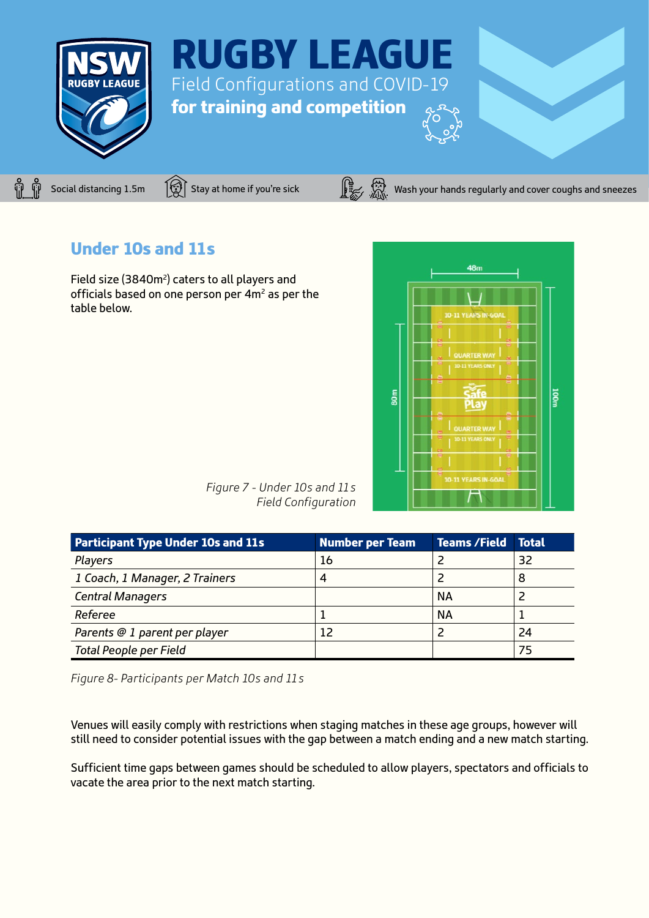# RUGBY LEAGUE

Field Configurations and COVID-19

**for training and competition**

Social distancing 1.5m | Stay at home if you're sick | Wash your hands regularly and cover coughs and sneezes

## Under 10s and 11s

Field size (3840m$^2$) caters to all players and officials based on one person per 4m$^2$ as per the table below.

*Figure 7 - Under 10s and 11s Field Configuration*

| Participant Type Under 10s and 11s | Number per Team | Teams /Field | Total |
|---|---|---|---|
| *Players* | 16 | 2 | 32 |
| *1 Coach, 1 Manager, 2 Trainers* | 4 | 2 | 8 |
| *Central Managers* | | NA | 2 |
| *Referee* | 1 | NA | 1 |
| *Parents @ 1 parent per player* | 12 | 2 | 24 |
| *Total People per Field* | | | 75 |

*Figure 8- Participants per Match 10s and 11s*

Venues will easily comply with restrictions when staging matches in these age groups, however will still need to consider potential issues with the gap between a match ending and a new match starting.

Sufficient time gaps between games should be scheduled to allow players, spectators and officials to vacate the area prior to the next match starting.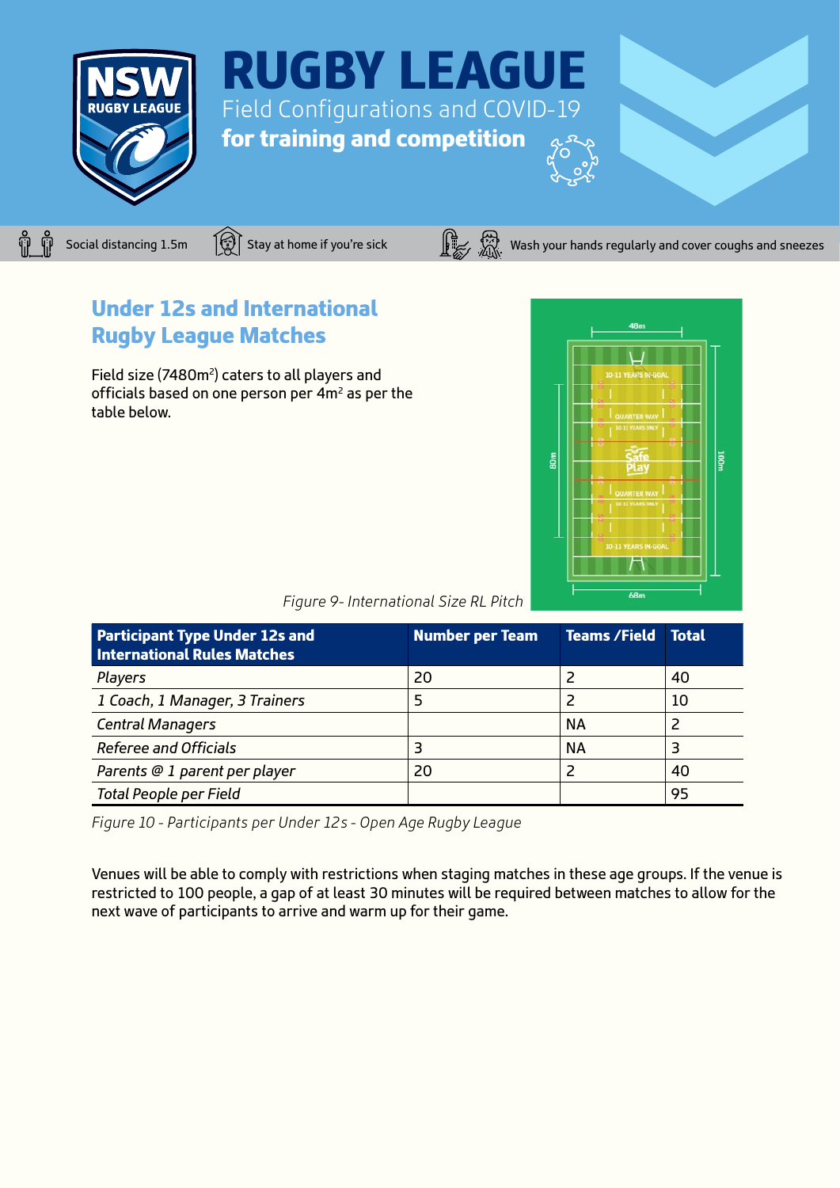# RUGBY LEAGUE

Field Configurations and COVID-19

**for training and competition**

Social distancing 1.5m | Stay at home if you're sick | Wash your hands regularly and cover coughs and sneezes

## Under 12s and International Rugby League Matches

Field size (7480m$^2$) caters to all players and officials based on one person per 4m$^2$ as per the table below.

*Figure 9- International Size RL Pitch*

| Participant Type Under 12s and International Rules Matches | Number per Team | Teams /Field | Total |
|---|---|---|---|
| *Players* | 20 | 2 | 40 |
| *1 Coach, 1 Manager, 3 Trainers* | 5 | 2 | 10 |
| *Central Managers* | | NA | 2 |
| *Referee and Officials* | 3 | NA | 3 |
| *Parents @ 1 parent per player* | 20 | 2 | 40 |
| *Total People per Field* | | | 95 |

*Figure 10 - Participants per Under 12s - Open Age Rugby League*

Venues will be able to comply with restrictions when staging matches in these age groups. If the venue is restricted to 100 people, a gap of at least 30 minutes will be required between matches to allow for the next wave of participants to arrive and warm up for their game.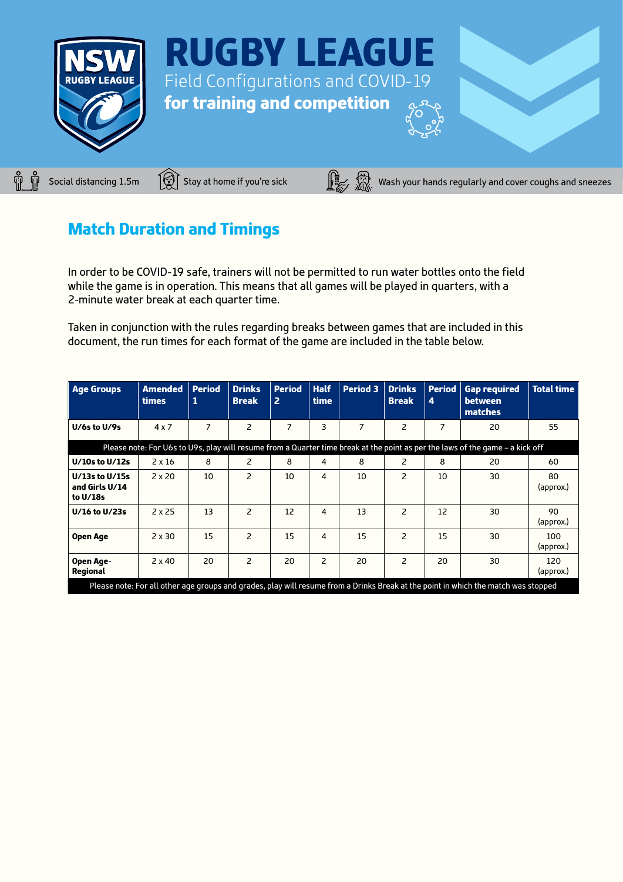# RUGBY LEAGUE

Field Configurations and COVID-19

**for training and competition**

Social distancing 1.5m | Stay at home if you're sick | Wash your hands regularly and cover coughs and sneezes

## Match Duration and Timings

In order to be COVID-19 safe, trainers will not be permitted to run water bottles onto the field while the game is in operation. This means that all games will be played in quarters, with a 2-minute water break at each quarter time.

Taken in conjunction with the rules regarding breaks between games that are included in this document, the run times for each format of the game are included in the table below.

| Age Groups | Amended times | Period 1 | Drinks Break | Period 2 | Half time | Period 3 | Drinks Break | Period 4 | Gap required between matches | Total time |
|---|---|---|---|---|---|---|---|---|---|---|
| **U/6s to U/9s** | 4 x 7 | 7 | 2 | 7 | 3 | 7 | 2 | 7 | 20 | 55 |
| Please note: For U6s to U9s, play will resume from a Quarter time break at the point as per the laws of the game – a kick off | | | | | | | | | | |
| **U/10s to U/12s** | 2 x 16 | 8 | 2 | 8 | 4 | 8 | 2 | 8 | 20 | 60 |
| **U/13s to U/15s and Girls U/14 to U/18s** | 2 x 20 | 10 | 2 | 10 | 4 | 10 | 2 | 10 | 30 | 80 (approx.) |
| **U/16 to U/23s** | 2 x 25 | 13 | 2 | 12 | 4 | 13 | 2 | 12 | 30 | 90 (approx.) |
| **Open Age** | 2 x 30 | 15 | 2 | 15 | 4 | 15 | 2 | 15 | 30 | 100 (approx.) |
| **Open Age-Regional** | 2 x 40 | 20 | 2 | 20 | 2 | 20 | 2 | 20 | 30 | 120 (approx.) |
| Please note: For all other age groups and grades, play will resume from a Drinks Break at the point in which the match was stopped | | | | | | | | | | |